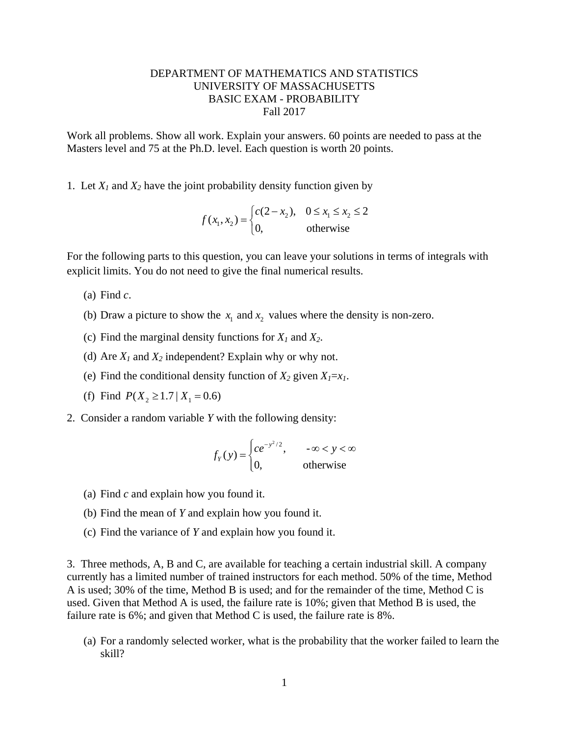DEPARTMENT OF MATHEMATICS AND STATISTICS
UNIVERSITY OF MASSACHUSETTS
BASIC EXAM - PROBABILITY
Fall 2017

Work all problems. Show all work. Explain your answers. 60 points are needed to pass at the Masters level and 75 at the Ph.D. level. Each question is worth 20 points.

1. Let $X_1$ and $X_2$ have the joint probability density function given by

$$f(x_1, x_2) = \begin{cases} c(2 - x_2), & 0 \le x_1 \le x_2 \le 2 \\ 0, & \text{otherwise} \end{cases}$$

For the following parts to this question, you can leave your solutions in terms of integrals with explicit limits. You do not need to give the final numerical results.

(a) Find $c$.

(b) Draw a picture to show the $x_1$ and $x_2$ values where the density is non-zero.

(c) Find the marginal density functions for $X_1$ and $X_2$.

(d) Are $X_1$ and $X_2$ independent? Explain why or why not.

(e) Find the conditional density function of $X_2$ given $X_1 = x_1$.

(f) Find $P(X_2 \ge 1.7 \mid X_1 = 0.6)$

2. Consider a random variable $Y$ with the following density:

$$f_Y(y) = \begin{cases} ce^{-y^2/2}, & -\infty < y < \infty \\ 0, & \text{otherwise} \end{cases}$$

(a) Find $c$ and explain how you found it.

(b) Find the mean of $Y$ and explain how you found it.

(c) Find the variance of $Y$ and explain how you found it.

3. Three methods, A, B and C, are available for teaching a certain industrial skill. A company currently has a limited number of trained instructors for each method. 50% of the time, Method A is used; 30% of the time, Method B is used; and for the remainder of the time, Method C is used. Given that Method A is used, the failure rate is 10%; given that Method B is used, the failure rate is 6%; and given that Method C is used, the failure rate is 8%.

(a) For a randomly selected worker, what is the probability that the worker failed to learn the skill?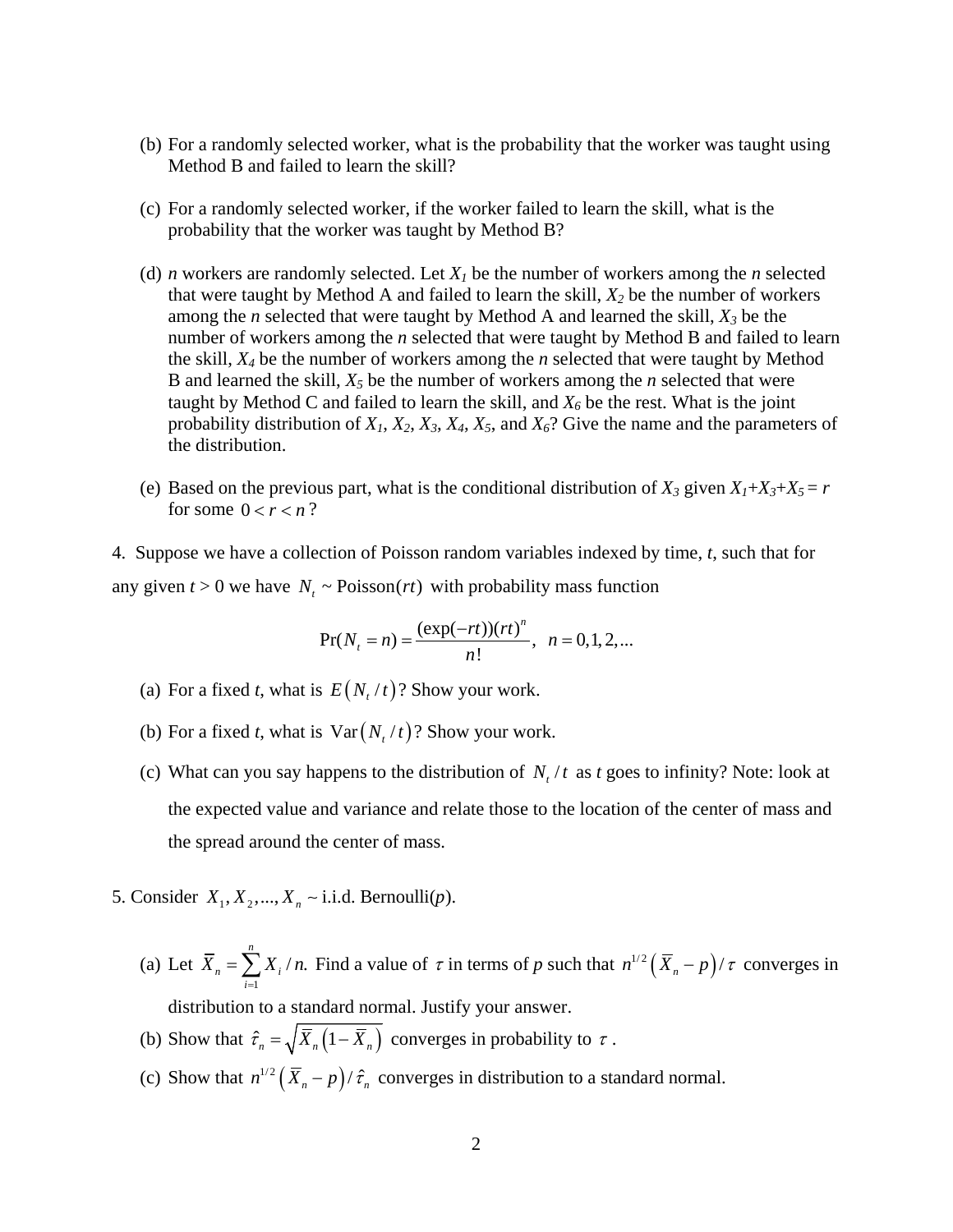(b) For a randomly selected worker, what is the probability that the worker was taught using Method B and failed to learn the skill?

(c) For a randomly selected worker, if the worker failed to learn the skill, what is the probability that the worker was taught by Method B?

(d) $n$ workers are randomly selected. Let $X_1$ be the number of workers among the $n$ selected that were taught by Method A and failed to learn the skill, $X_2$ be the number of workers among the $n$ selected that were taught by Method A and learned the skill, $X_3$ be the number of workers among the $n$ selected that were taught by Method B and failed to learn the skill, $X_4$ be the number of workers among the $n$ selected that were taught by Method B and learned the skill, $X_5$ be the number of workers among the $n$ selected that were taught by Method C and failed to learn the skill, and $X_6$ be the rest. What is the joint probability distribution of $X_1$, $X_2$, $X_3$, $X_4$, $X_5$, and $X_6$? Give the name and the parameters of the distribution.

(e) Based on the previous part, what is the conditional distribution of $X_3$ given $X_1+X_3+X_5 = r$ for some $0 < r < n$?

4. Suppose we have a collection of Poisson random variables indexed by time, $t$, such that for any given $t > 0$ we have $N_t \sim \text{Poisson}(rt)$ with probability mass function

$$\Pr(N_t = n) = \frac{(\exp(-rt))(rt)^n}{n!}, \quad n = 0,1,2,...$$

(a) For a fixed $t$, what is $E\left(N_t / t\right)$? Show your work.

(b) For a fixed $t$, what is $\text{Var}\left(N_t / t\right)$? Show your work.

(c) What can you say happens to the distribution of $N_t / t$ as $t$ goes to infinity? Note: look at the expected value and variance and relate those to the location of the center of mass and the spread around the center of mass.

5. Consider $X_1, X_2, ..., X_n \sim$ i.i.d. Bernoulli($p$).

(a) Let $\overline{X}_n = \sum_{i=1}^{n} X_i / n.$ Find a value of $\tau$ in terms of $p$ such that $n^{1/2}\left(\overline{X}_n - p\right)/\tau$ converges in distribution to a standard normal. Justify your answer.

(b) Show that $\hat{\tau}_n = \sqrt{\overline{X}_n\left(1-\overline{X}_n\right)}$ converges in probability to $\tau$.

(c) Show that $n^{1/2}\left(\overline{X}_n - p\right)/\hat{\tau}_n$ converges in distribution to a standard normal.